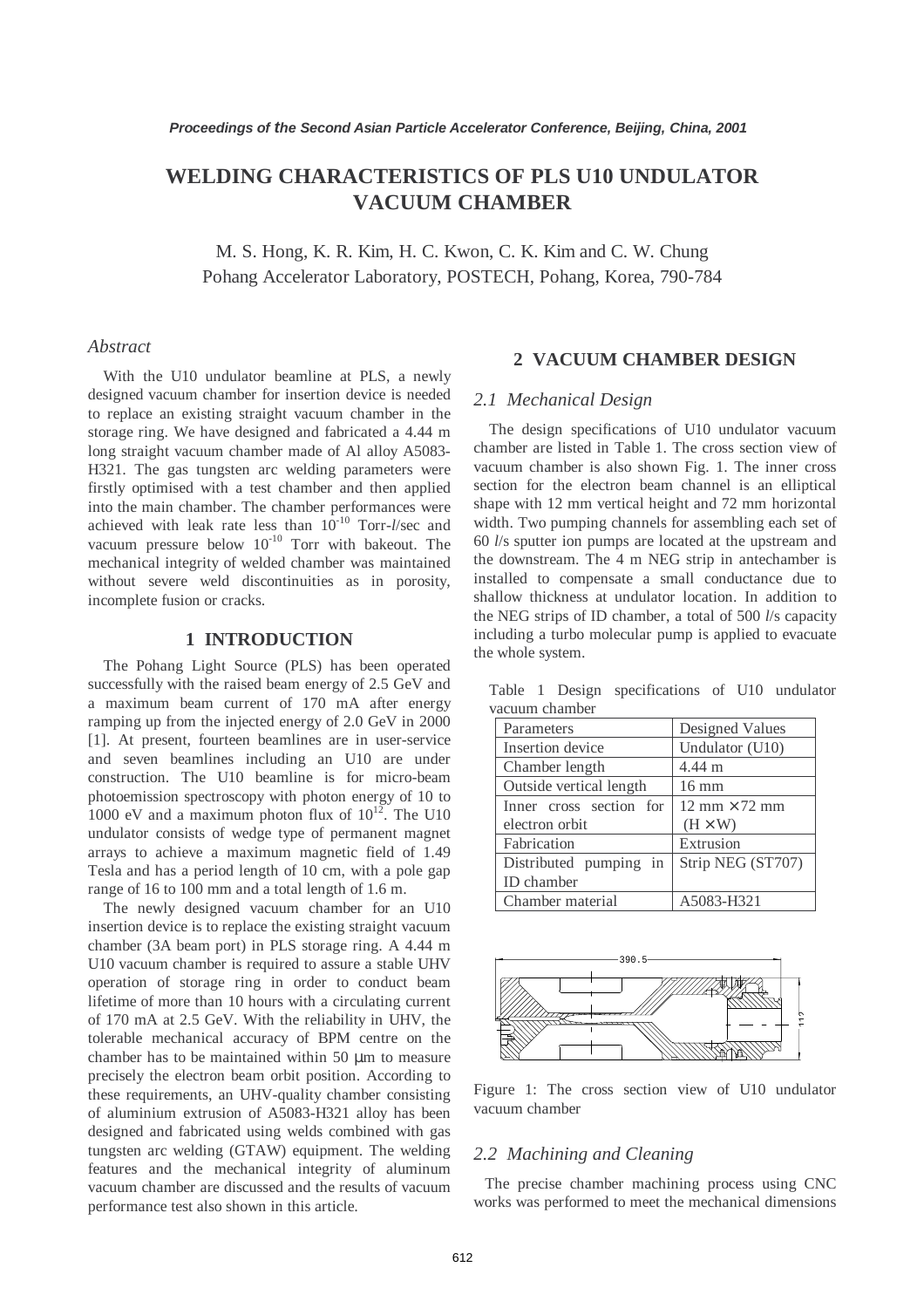# WELDING CHARACTERISTICS OF PLS U10 UNDULATOR VACUUM CHAMBER

M. S. Hong, K. R. Kim, H. C. Kwon, C. K. Kim and C. W. Chung
Pohang Accelerator Laboratory, POSTECH, Pohang, Korea, 790-784

*Abstract*

With the U10 undulator beamline at PLS, a newly designed vacuum chamber for insertion device is needed to replace an existing straight vacuum chamber in the storage ring. We have designed and fabricated a 4.44 m long straight vacuum chamber made of Al alloy A5083-H321. The gas tungsten arc welding parameters were firstly optimised with a test chamber and then applied into the main chamber. The chamber performances were achieved with leak rate less than $10^{-10}$ Torr-*l*/sec and vacuum pressure below $10^{-10}$ Torr with bakeout. The mechanical integrity of welded chamber was maintained without severe weld discontinuities as in porosity, incomplete fusion or cracks.

## 1 INTRODUCTION

The Pohang Light Source (PLS) has been operated successfully with the raised beam energy of 2.5 GeV and a maximum beam current of 170 mA after energy ramping up from the injected energy of 2.0 GeV in 2000 [1]. At present, fourteen beamlines are in user-service and seven beamlines including an U10 are under construction. The U10 beamline is for micro-beam photoemission spectroscopy with photon energy of 10 to 1000 eV and a maximum photon flux of $10^{12}$. The U10 undulator consists of wedge type of permanent magnet arrays to achieve a maximum magnetic field of 1.49 Tesla and has a period length of 10 cm, with a pole gap range of 16 to 100 mm and a total length of 1.6 m.

The newly designed vacuum chamber for an U10 insertion device is to replace the existing straight vacuum chamber (3A beam port) in PLS storage ring. A 4.44 m U10 vacuum chamber is required to assure a stable UHV operation of storage ring in order to conduct beam lifetime of more than 10 hours with a circulating current of 170 mA at 2.5 GeV. With the reliability in UHV, the tolerable mechanical accuracy of BPM centre on the chamber has to be maintained within 50 μm to measure precisely the electron beam orbit position. According to these requirements, an UHV-quality chamber consisting of aluminium extrusion of A5083-H321 alloy has been designed and fabricated using welds combined with gas tungsten arc welding (GTAW) equipment. The welding features and the mechanical integrity of aluminum vacuum chamber are discussed and the results of vacuum performance test also shown in this article.

## 2 VACUUM CHAMBER DESIGN

### *2.1 Mechanical Design*

The design specifications of U10 undulator vacuum chamber are listed in Table 1. The cross section view of vacuum chamber is also shown Fig. 1. The inner cross section for the electron beam channel is an elliptical shape with 12 mm vertical height and 72 mm horizontal width. Two pumping channels for assembling each set of 60 *l*/s sputter ion pumps are located at the upstream and the downstream. The 4 m NEG strip in antechamber is installed to compensate a small conductance due to shallow thickness at undulator location. In addition to the NEG strips of ID chamber, a total of 500 *l*/s capacity including a turbo molecular pump is applied to evacuate the whole system.

Table 1 Design specifications of U10 undulator vacuum chamber

| Parameters | Designed Values |
|---|---|
| Insertion device | Undulator (U10) |
| Chamber length | 4.44 m |
| Outside vertical length | 16 mm |
| Inner cross section for electron orbit | 12 mm × 72 mm (H × W) |
| Fabrication | Extrusion |
| Distributed pumping in ID chamber | Strip NEG (ST707) |
| Chamber material | A5083-H321 |

Figure 1: The cross section view of U10 undulator vacuum chamber

### *2.2 Machining and Cleaning*

The precise chamber machining process using CNC works was performed to meet the mechanical dimensions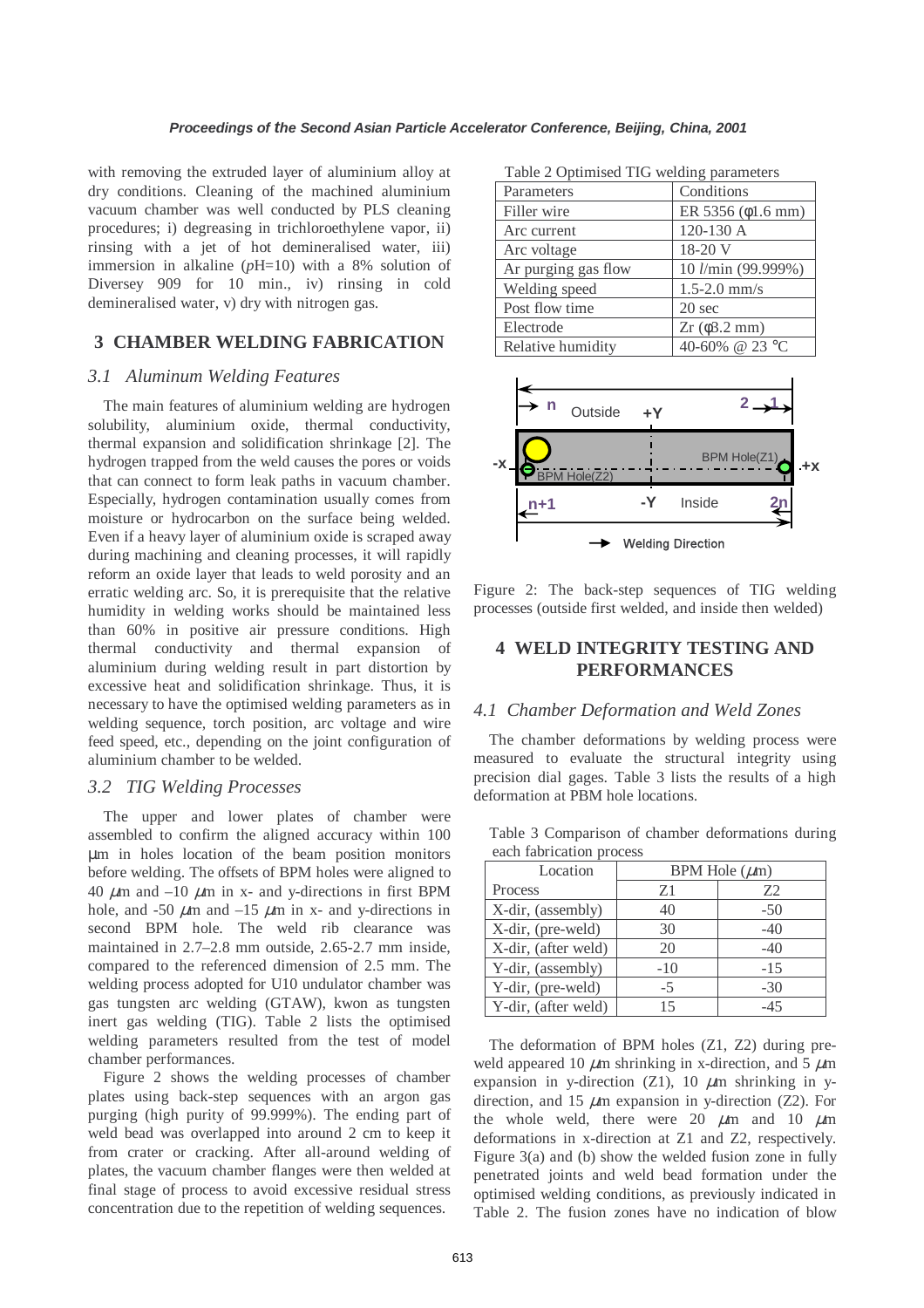with removing the extruded layer of aluminium alloy at dry conditions. Cleaning of the machined aluminium vacuum chamber was well conducted by PLS cleaning procedures; i) degreasing in trichloroethylene vapor, ii) rinsing with a jet of hot demineralised water, iii) immersion in alkaline (*p*H=10) with a 8% solution of Diversey 909 for 10 min., iv) rinsing in cold demineralised water, v) dry with nitrogen gas.

## 3 CHAMBER WELDING FABRICATION

### *3.1 Aluminum Welding Features*

The main features of aluminium welding are hydrogen solubility, aluminium oxide, thermal conductivity, thermal expansion and solidification shrinkage [2]. The hydrogen trapped from the weld causes the pores or voids that can connect to form leak paths in vacuum chamber. Especially, hydrogen contamination usually comes from moisture or hydrocarbon on the surface being welded. Even if a heavy layer of aluminium oxide is scraped away during machining and cleaning processes, it will rapidly reform an oxide layer that leads to weld porosity and an erratic welding arc. So, it is prerequisite that the relative humidity in welding works should be maintained less than 60% in positive air pressure conditions. High thermal conductivity and thermal expansion of aluminium during welding result in part distortion by excessive heat and solidification shrinkage. Thus, it is necessary to have the optimised welding parameters as in welding sequence, torch position, arc voltage and wire feed speed, etc., depending on the joint configuration of aluminium chamber to be welded.

### *3.2 TIG Welding Processes*

The upper and lower plates of chamber were assembled to confirm the aligned accuracy within 100 μm in holes location of the beam position monitors before welding. The offsets of BPM holes were aligned to 40 μm and –10 μm in x- and y-directions in first BPM hole, and -50 μm and –15 μm in x- and y-directions in second BPM hole. The weld rib clearance was maintained in 2.7–2.8 mm outside, 2.65-2.7 mm inside, compared to the referenced dimension of 2.5 mm. The welding process adopted for U10 undulator chamber was gas tungsten arc welding (GTAW), kwon as tungsten inert gas welding (TIG). Table 2 lists the optimised welding parameters resulted from the test of model chamber performances.

Figure 2 shows the welding processes of chamber plates using back-step sequences with an argon gas purging (high purity of 99.999%). The ending part of weld bead was overlapped into around 2 cm to keep it from crater or cracking. After all-around welding of plates, the vacuum chamber flanges were then welded at final stage of process to avoid excessive residual stress concentration due to the repetition of welding sequences.

Table 2 Optimised TIG welding parameters

| Parameters | Conditions |
|---|---|
| Filler wire | ER 5356 (φ1.6 mm) |
| Arc current | 120-130 A |
| Arc voltage | 18-20 V |
| Ar purging gas flow | 10 *l*/min (99.999%) |
| Welding speed | 1.5-2.0 mm/s |
| Post flow time | 20 sec |
| Electrode | Zr (φ3.2 mm) |
| Relative humidity | 40-60% @ 23 °C |

Figure 2: The back-step sequences of TIG welding processes (outside first welded, and inside then welded)

## 4 WELD INTEGRITY TESTING AND PERFORMANCES

### *4.1 Chamber Deformation and Weld Zones*

The chamber deformations by welding process were measured to evaluate the structural integrity using precision dial gages. Table 3 lists the results of a high deformation at PBM hole locations.

Table 3 Comparison of chamber deformations during each fabrication process

| Location | BPM Hole (μm) | |
|---|---|---|
| Process | Z1 | Z2 |
| X-dir, (assembly) | 40 | -50 |
| X-dir, (pre-weld) | 30 | -40 |
| X-dir, (after weld) | 20 | -40 |
| Y-dir, (assembly) | -10 | -15 |
| Y-dir, (pre-weld) | -5 | -30 |
| Y-dir, (after weld) | 15 | -45 |

The deformation of BPM holes (Z1, Z2) during pre-weld appeared 10 μm shrinking in x-direction, and 5 μm expansion in y-direction (Z1), 10 μm shrinking in y-direction, and 15 μm expansion in y-direction (Z2). For the whole weld, there were 20 μm and 10 μm deformations in x-direction at Z1 and Z2, respectively. Figure 3(a) and (b) show the welded fusion zone in fully penetrated joints and weld bead formation under the optimised welding conditions, as previously indicated in Table 2. The fusion zones have no indication of blow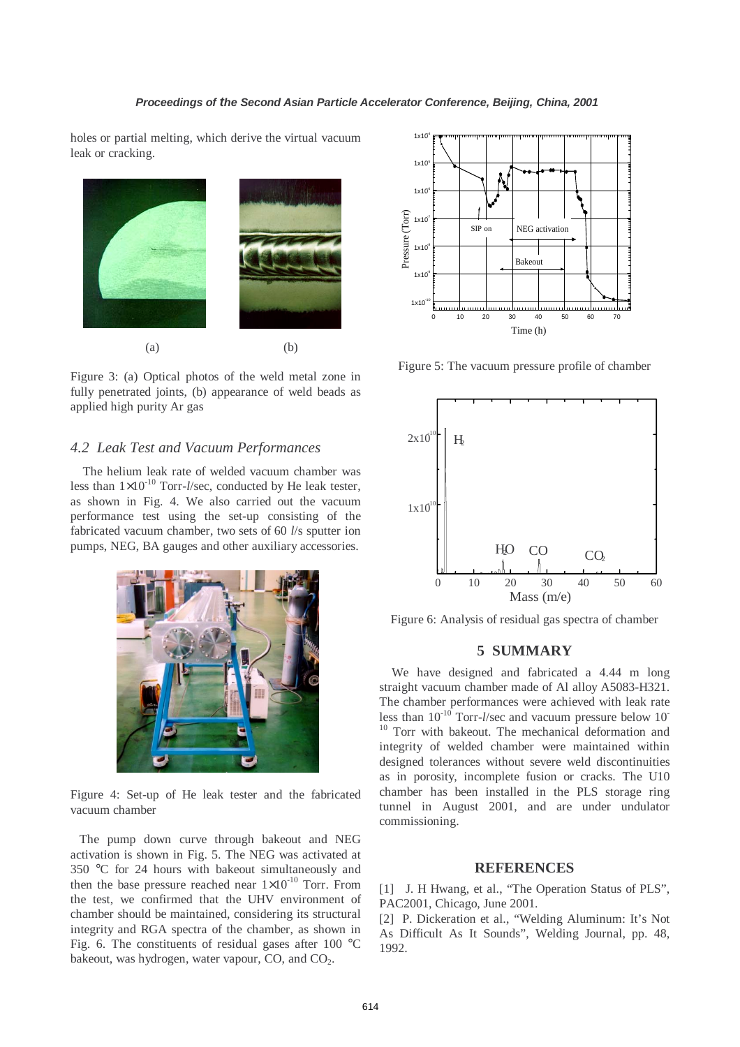holes or partial melting, which derive the virtual vacuum leak or cracking.

(a) (b)

Figure 3: (a) Optical photos of the weld metal zone in fully penetrated joints, (b) appearance of weld beads as applied high purity Ar gas

### 4.2 Leak Test and Vacuum Performances

The helium leak rate of welded vacuum chamber was less than $1\times10^{-10}$ Torr-*l*/sec, conducted by He leak tester, as shown in Fig. 4. We also carried out the vacuum performance test using the set-up consisting of the fabricated vacuum chamber, two sets of 60 *l*/s sputter ion pumps, NEG, BA gauges and other auxiliary accessories.

Figure 4: Set-up of He leak tester and the fabricated vacuum chamber

The pump down curve through bakeout and NEG activation is shown in Fig. 5. The NEG was activated at 350 °C for 24 hours with bakeout simultaneously and then the base pressure reached near $1\times10^{-10}$ Torr. From the test, we confirmed that the UHV environment of chamber should be maintained, considering its structural integrity and RGA spectra of the chamber, as shown in Fig. 6. The constituents of residual gases after 100 °C bakeout, was hydrogen, water vapour, CO, and $CO_2$.

Pressure (Torr)
Time (h)
SIP on
NEG activation
Bakeout

Figure 5: The vacuum pressure profile of chamber

$2\times10^{-10}$
$1\times10^{-10}$
$H_2$
$H_2O$
CO
$CO_2$
Mass (m/e)

Figure 6: Analysis of residual gas spectra of chamber

## 5 SUMMARY

We have designed and fabricated a 4.44 m long straight vacuum chamber made of Al alloy A5083-H321. The chamber performances were achieved with leak rate less than $10^{-10}$ Torr-*l*/sec and vacuum pressure below $10^{-10}$ Torr with bakeout. The mechanical deformation and integrity of welded chamber were maintained within designed tolerances without severe weld discontinuities as in porosity, incomplete fusion or cracks. The U10 chamber has been installed in the PLS storage ring tunnel in August 2001, and are under undulator commissioning.

## REFERENCES

[1] J. H Hwang, et al., "The Operation Status of PLS", PAC2001, Chicago, June 2001.

[2] P. Dickeration et al., "Welding Aluminum: It's Not As Difficult As It Sounds", Welding Journal, pp. 48, 1992.